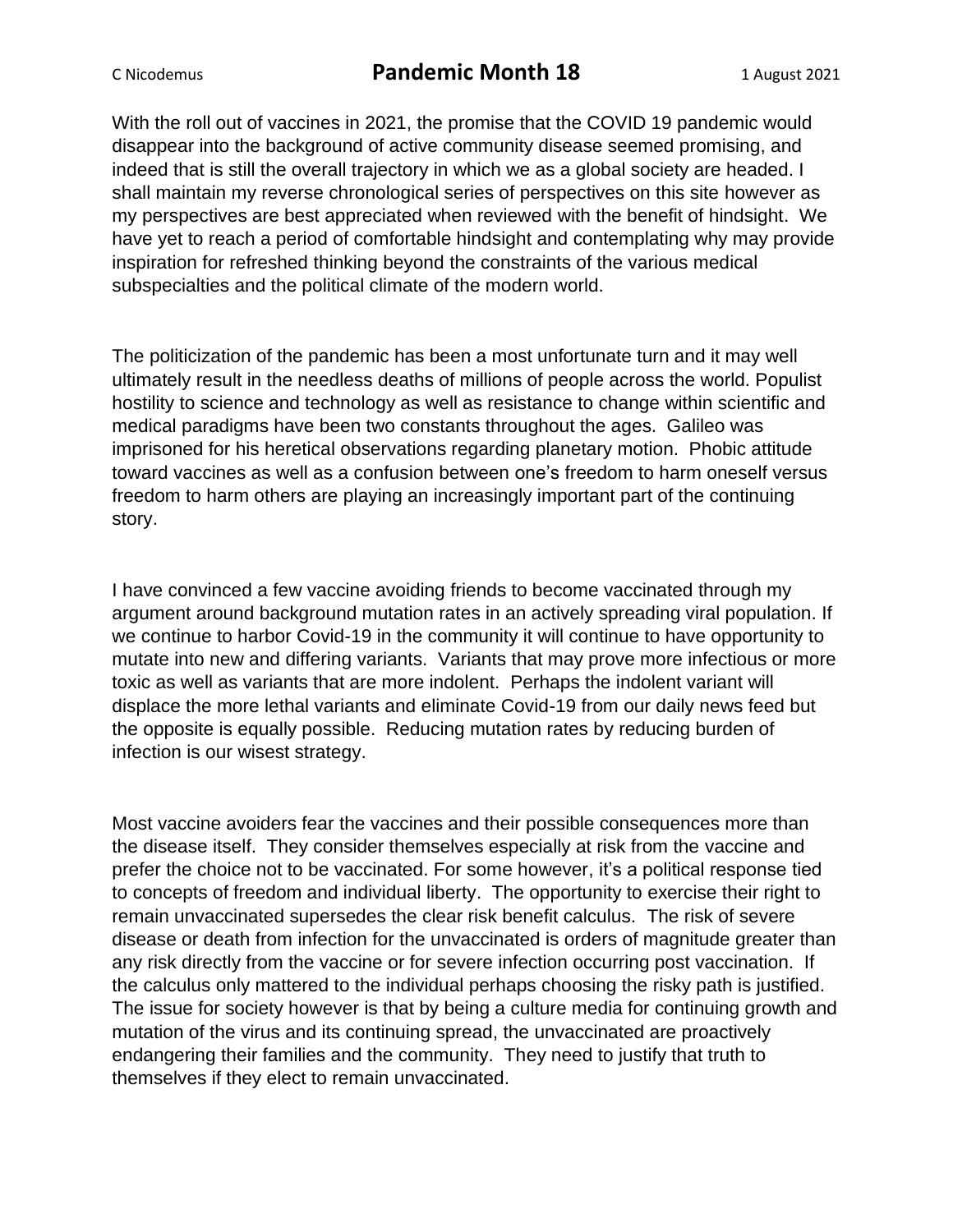C Nicodemus

# Pandemic Month 18

1 August 2021

With the roll out of vaccines in 2021, the promise that the COVID 19 pandemic would disappear into the background of active community disease seemed promising, and indeed that is still the overall trajectory in which we as a global society are headed. I shall maintain my reverse chronological series of perspectives on this site however as my perspectives are best appreciated when reviewed with the benefit of hindsight. We have yet to reach a period of comfortable hindsight and contemplating why may provide inspiration for refreshed thinking beyond the constraints of the various medical subspecialties and the political climate of the modern world.

The politicization of the pandemic has been a most unfortunate turn and it may well ultimately result in the needless deaths of millions of people across the world. Populist hostility to science and technology as well as resistance to change within scientific and medical paradigms have been two constants throughout the ages. Galileo was imprisoned for his heretical observations regarding planetary motion. Phobic attitude toward vaccines as well as a confusion between one's freedom to harm oneself versus freedom to harm others are playing an increasingly important part of the continuing story.

I have convinced a few vaccine avoiding friends to become vaccinated through my argument around background mutation rates in an actively spreading viral population. If we continue to harbor Covid-19 in the community it will continue to have opportunity to mutate into new and differing variants. Variants that may prove more infectious or more toxic as well as variants that are more indolent. Perhaps the indolent variant will displace the more lethal variants and eliminate Covid-19 from our daily news feed but the opposite is equally possible. Reducing mutation rates by reducing burden of infection is our wisest strategy.

Most vaccine avoiders fear the vaccines and their possible consequences more than the disease itself. They consider themselves especially at risk from the vaccine and prefer the choice not to be vaccinated. For some however, it's a political response tied to concepts of freedom and individual liberty. The opportunity to exercise their right to remain unvaccinated supersedes the clear risk benefit calculus. The risk of severe disease or death from infection for the unvaccinated is orders of magnitude greater than any risk directly from the vaccine or for severe infection occurring post vaccination. If the calculus only mattered to the individual perhaps choosing the risky path is justified. The issue for society however is that by being a culture media for continuing growth and mutation of the virus and its continuing spread, the unvaccinated are proactively endangering their families and the community. They need to justify that truth to themselves if they elect to remain unvaccinated.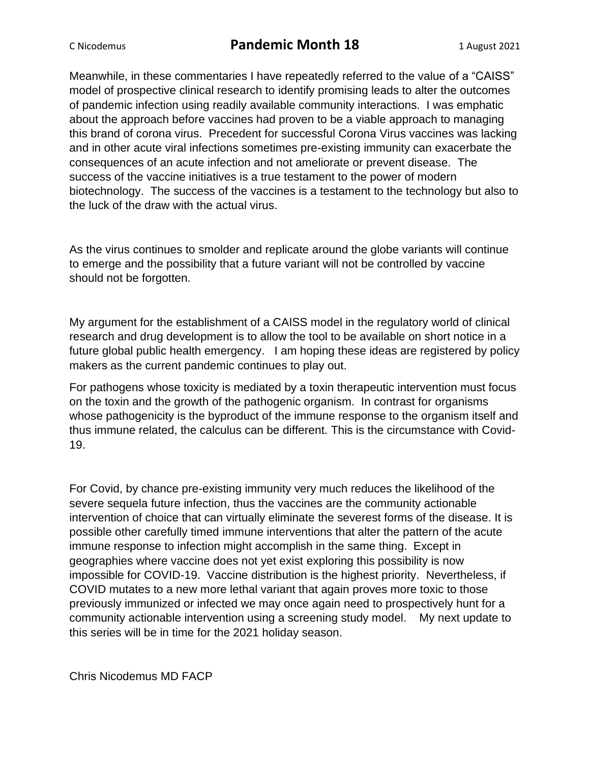Meanwhile, in these commentaries I have repeatedly referred to the value of a "CAISS" model of prospective clinical research to identify promising leads to alter the outcomes of pandemic infection using readily available community interactions. I was emphatic about the approach before vaccines had proven to be a viable approach to managing this brand of corona virus. Precedent for successful Corona Virus vaccines was lacking and in other acute viral infections sometimes pre-existing immunity can exacerbate the consequences of an acute infection and not ameliorate or prevent disease. The success of the vaccine initiatives is a true testament to the power of modern biotechnology. The success of the vaccines is a testament to the technology but also to the luck of the draw with the actual virus.

As the virus continues to smolder and replicate around the globe variants will continue to emerge and the possibility that a future variant will not be controlled by vaccine should not be forgotten.

My argument for the establishment of a CAISS model in the regulatory world of clinical research and drug development is to allow the tool to be available on short notice in a future global public health emergency. I am hoping these ideas are registered by policy makers as the current pandemic continues to play out.

For pathogens whose toxicity is mediated by a toxin therapeutic intervention must focus on the toxin and the growth of the pathogenic organism. In contrast for organisms whose pathogenicity is the byproduct of the immune response to the organism itself and thus immune related, the calculus can be different. This is the circumstance with Covid-19.

For Covid, by chance pre-existing immunity very much reduces the likelihood of the severe sequela future infection, thus the vaccines are the community actionable intervention of choice that can virtually eliminate the severest forms of the disease. It is possible other carefully timed immune interventions that alter the pattern of the acute immune response to infection might accomplish in the same thing. Except in geographies where vaccine does not yet exist exploring this possibility is now impossible for COVID-19. Vaccine distribution is the highest priority. Nevertheless, if COVID mutates to a new more lethal variant that again proves more toxic to those previously immunized or infected we may once again need to prospectively hunt for a community actionable intervention using a screening study model. My next update to this series will be in time for the 2021 holiday season.

Chris Nicodemus MD FACP